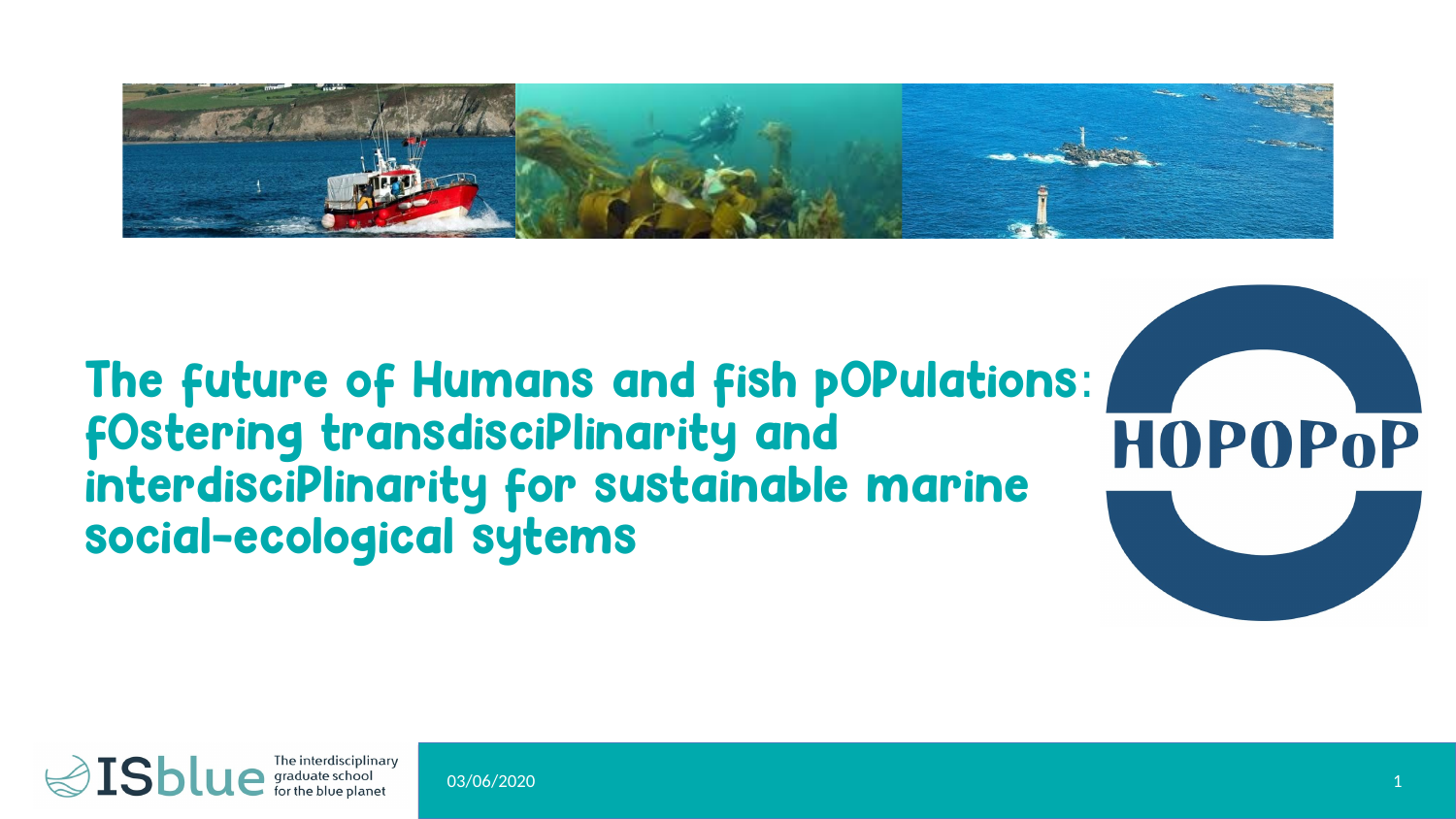# The future of Humans and fish pOPulations: fOstering transdisciPlinarity and interdisciPlinarity for sustainable marine social-ecological sytems

HOPOPoP

ISblue — The interdisciplinary graduate school for the blue planet

03/06/2020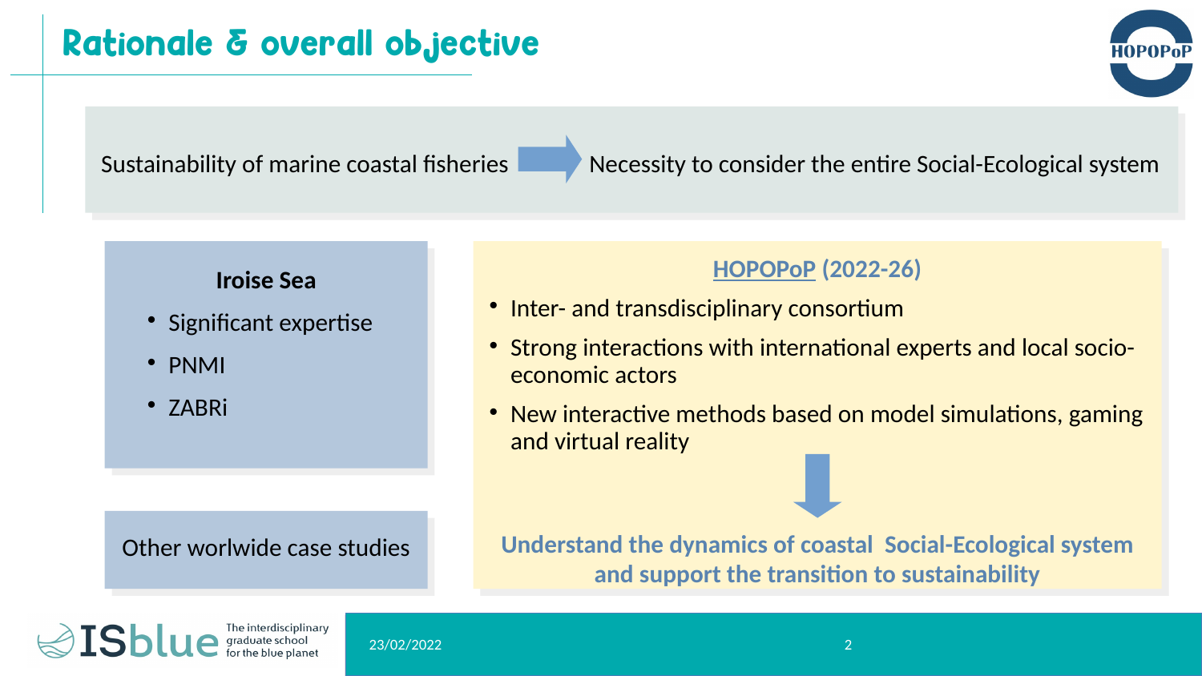# Rationale & overall objective

Sustainability of marine coastal fisheries → Necessity to consider the entire Social-Ecological system

**Iroise Sea**

- Significant expertise
- PNMI
- ZABRi

Other worlwide case studies

**HOPOPoP (2022-26)**

- Inter- and transdisciplinary consortium
- Strong interactions with international experts and local socio-economic actors
- New interactive methods based on model simulations, gaming and virtual reality

↓

**Understand the dynamics of coastal Social-Ecological system and support the transition to sustainability**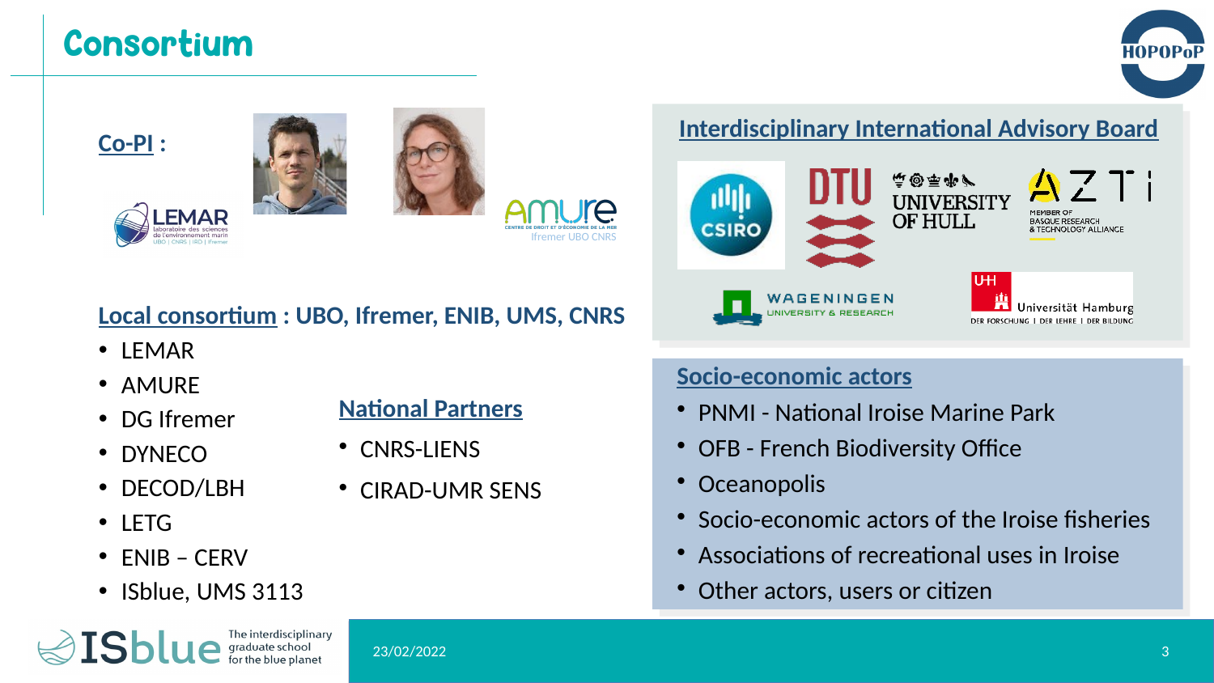# Consortium

**Co-PI :**

## Local consortium : UBO, Ifremer, ENIB, UMS, CNRS

- LEMAR
- AMURE
- DG Ifremer
- DYNECO
- DECOD/LBH
- LETG
- ENIB – CERV
- ISblue, UMS 3113

## National Partners

- CNRS-LIENS
- CIRAD-UMR SENS

## Interdisciplinary International Advisory Board

CSIRO, DTU, University of Hull, AZTI, Wageningen University & Research, Universität Hamburg

## Socio-economic actors

- PNMI - National Iroise Marine Park
- OFB - French Biodiversity Office
- Oceanopolis
- Socio-economic actors of the Iroise fisheries
- Associations of recreational uses in Iroise
- Other actors, users or citizen

23/02/2022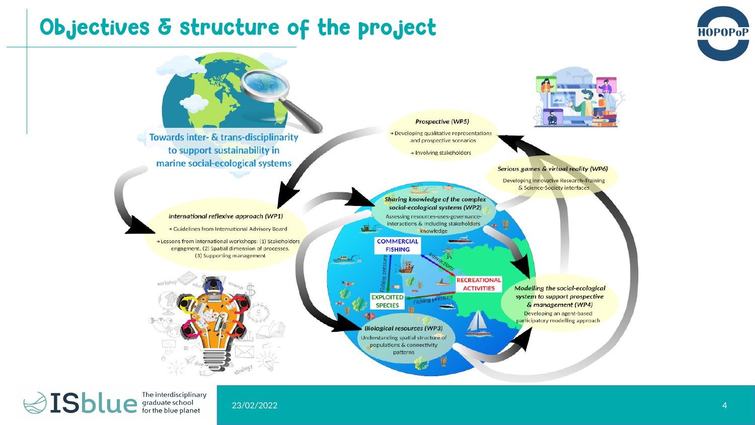# Objectives & structure of the project

Towards inter- & trans-disciplinarity to support sustainability in marine social-ecological systems

*Prospective (WP5)*

- Developing qualitative representations and prospective scenarios
- Involving stakeholders

*Serious games & virtual reality (WP6)*

Developing innovative Research-Training & Science-Society interfaces

*International reflexive approach (WP1)*

- Guidelines from International Advisory Board
- Lessons from international workshops: (1) Stakeholders engagment, (2) Spatial dimension of processes, (3) Supporting management

*Sharing knowledge of the complex social-ecological systems (WP2)*

Assessing resources-uses-governance-interactions & including stakeholders knowledge

COMMERCIAL FISHING

RECREATIONAL ACTIVITIES

EXPLOITED SPECIES

Fishing pressure

Interactions

*Modelling the social-ecological system to support prospective & management (WP4)*

Developing an agent-based participatory modelling approach

*Biological resources (WP3)*

Understanding spatial structure of populations & connectivity patterns

23/02/2022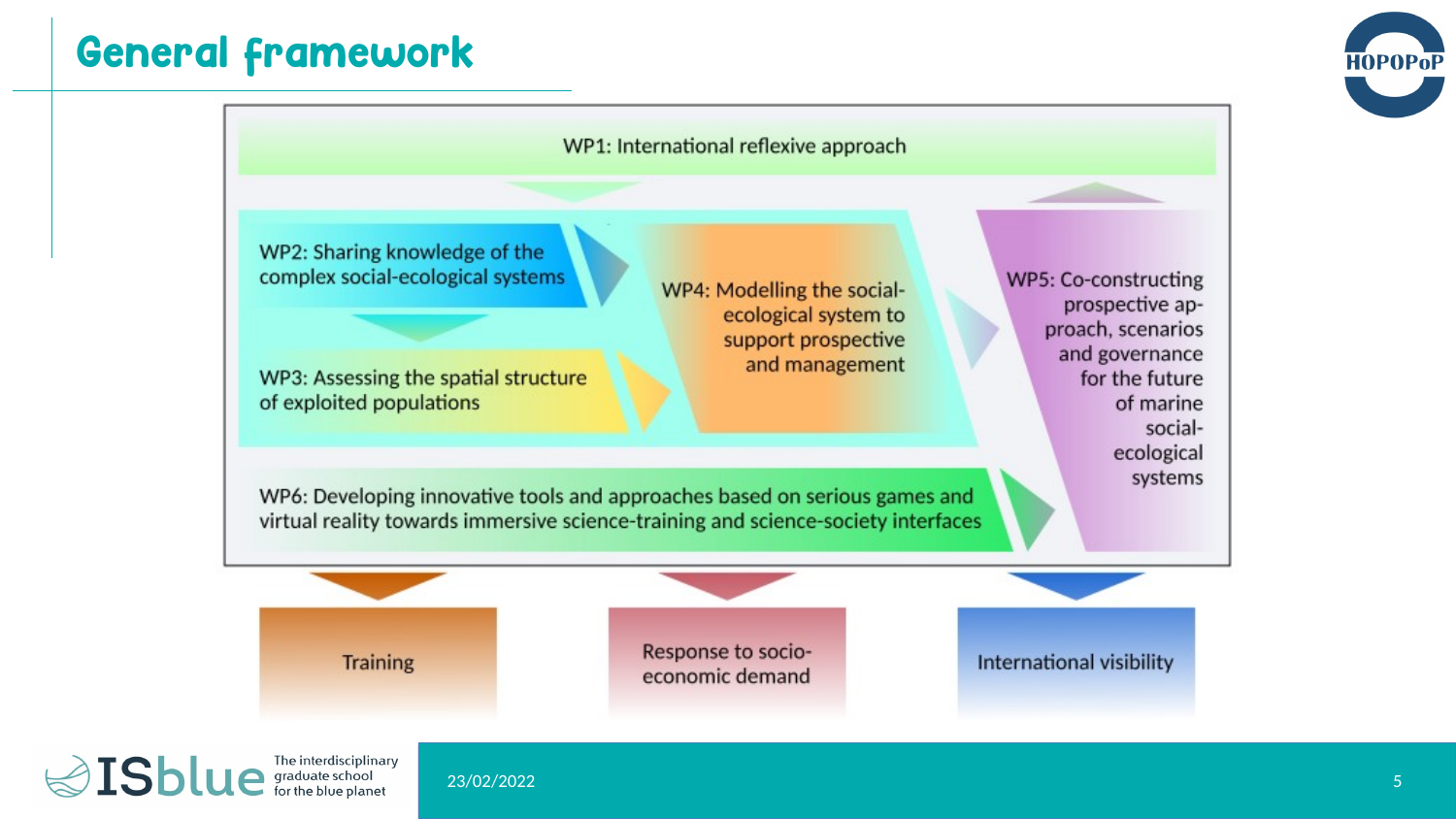# General framework

WP1: International reflexive approach

WP2: Sharing knowledge of the complex social-ecological systems

WP3: Assessing the spatial structure of exploited populations

WP4: Modelling the social-ecological system to support prospective and management

WP5: Co-constructing prospective approach, scenarios and governance for the future of marine social-ecological systems

WP6: Developing innovative tools and approaches based on serious games and virtual reality towards immersive science-training and science-society interfaces

Training

Response to socio-economic demand

International visibility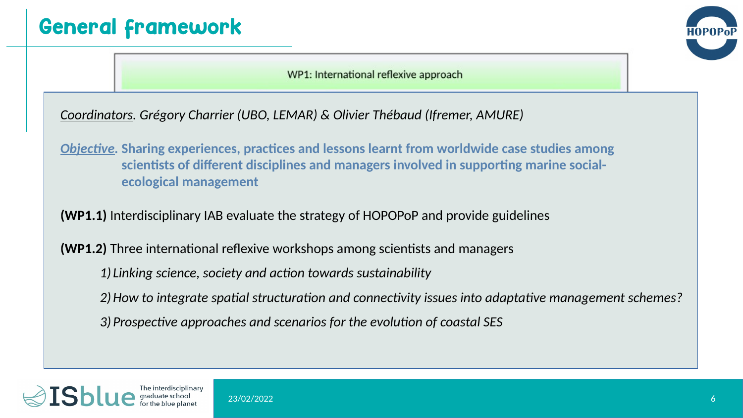# General framework

## WP1: International reflexive approach

*Coordinators*. *Grégory Charrier (UBO, LEMAR) & Olivier Thébaud (Ifremer, AMURE)*

***Objective*. Sharing experiences, practices and lessons learnt from worldwide case studies among scientists of different disciplines and managers involved in supporting marine social-ecological management**

**(WP1.1)** Interdisciplinary IAB evaluate the strategy of HOPOPoP and provide guidelines

**(WP1.2)** Three international reflexive workshops among scientists and managers

1) *Linking science, society and action towards sustainability*
2) *How to integrate spatial structuration and connectivity issues into adaptative management schemes?*
3) *Prospective approaches and scenarios for the evolution of coastal SES*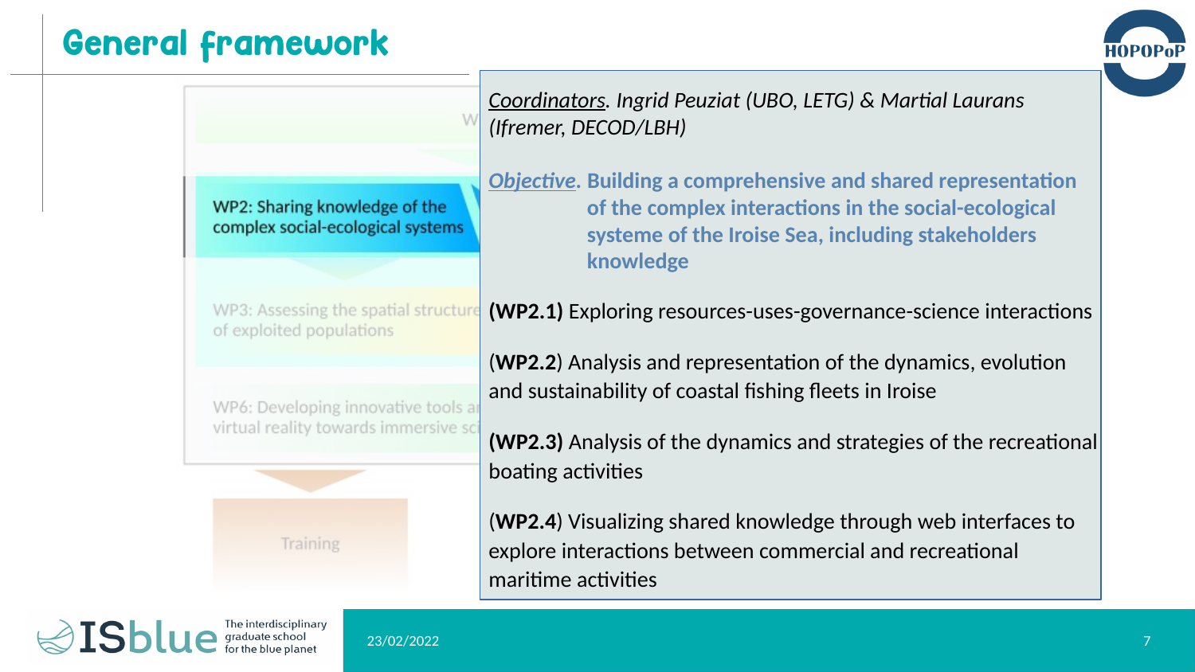# General framework

WP2: Sharing knowledge of the complex social-ecological systems

WP3: Assessing the spatial structure of exploited populations

WP6: Developing innovative tools and virtual reality towards immersive sci

Training

*Coordinators*. *Ingrid Peuziat (UBO, LETG) & Martial Laurans (Ifremer, DECOD/LBH)*

***Objective*****. Building a comprehensive and shared representation of the complex interactions in the social-ecological systeme of the Iroise Sea, including stakeholders knowledge**

**(WP2.1)** Exploring resources-uses-governance-science interactions

(**WP2.2**) Analysis and representation of the dynamics, evolution and sustainability of coastal fishing fleets in Iroise

**(WP2.3)** Analysis of the dynamics and strategies of the recreational boating activities

(**WP2.4**) Visualizing shared knowledge through web interfaces to explore interactions between commercial and recreational maritime activities

23/02/2022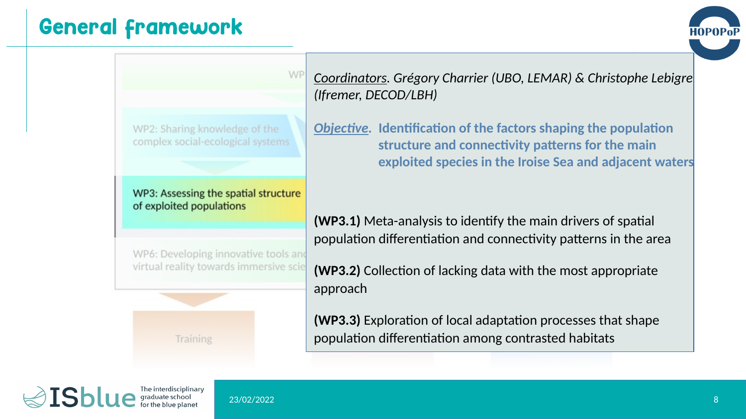# General framework

WP2: Sharing knowledge of the complex social-ecological systems

WP3: Assessing the spatial structure of exploited populations

WP6: Developing innovative tools and virtual reality towards immersive scie

Training

*Coordinators. Grégory Charrier (UBO, LEMAR) & Christophe Lebigre (Ifremer, DECOD/LBH)*

***Objective*. Identification of the factors shaping the population structure and connectivity patterns for the main exploited species in the Iroise Sea and adjacent waters**

**(WP3.1)** Meta-analysis to identify the main drivers of spatial population differentiation and connectivity patterns in the area

**(WP3.2)** Collection of lacking data with the most appropriate approach

**(WP3.3)** Exploration of local adaptation processes that shape population differentiation among contrasted habitats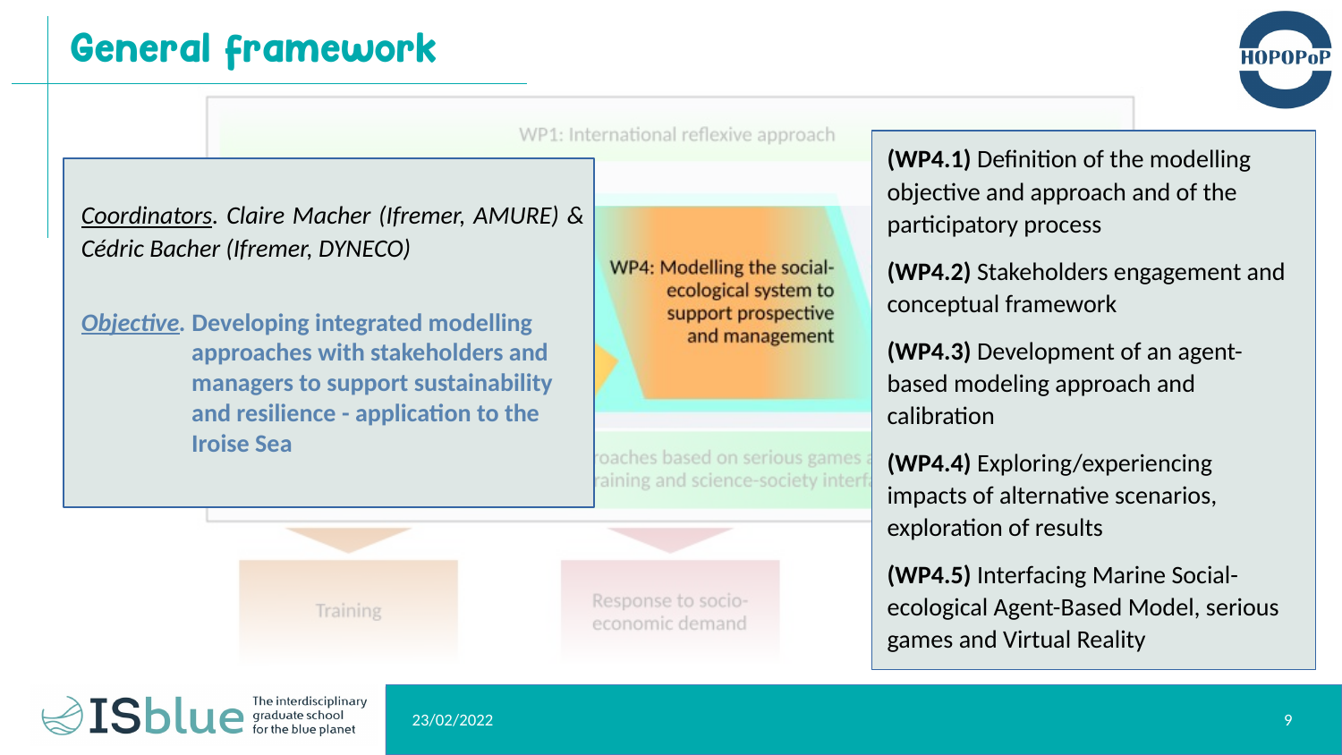# General framework

WP1: International reflexive approach

*Coordinators*. *Claire Macher (Ifremer, AMURE) & Cédric Bacher (Ifremer, DYNECO)*

***Objective*****. Developing integrated modelling approaches with stakeholders and managers to support sustainability and resilience - application to the Iroise Sea**

WP4: Modelling the social-ecological system to support prospective and management

...roaches based on serious games a... ...raining and science-society interfa...

- **(WP4.1)** Definition of the modelling objective and approach and of the participatory process
- **(WP4.2)** Stakeholders engagement and conceptual framework
- **(WP4.3)** Development of an agent-based modeling approach and calibration
- **(WP4.4)** Exploring/experiencing impacts of alternative scenarios, exploration of results
- **(WP4.5)** Interfacing Marine Social-ecological Agent-Based Model, serious games and Virtual Reality

Training

Response to socio-economic demand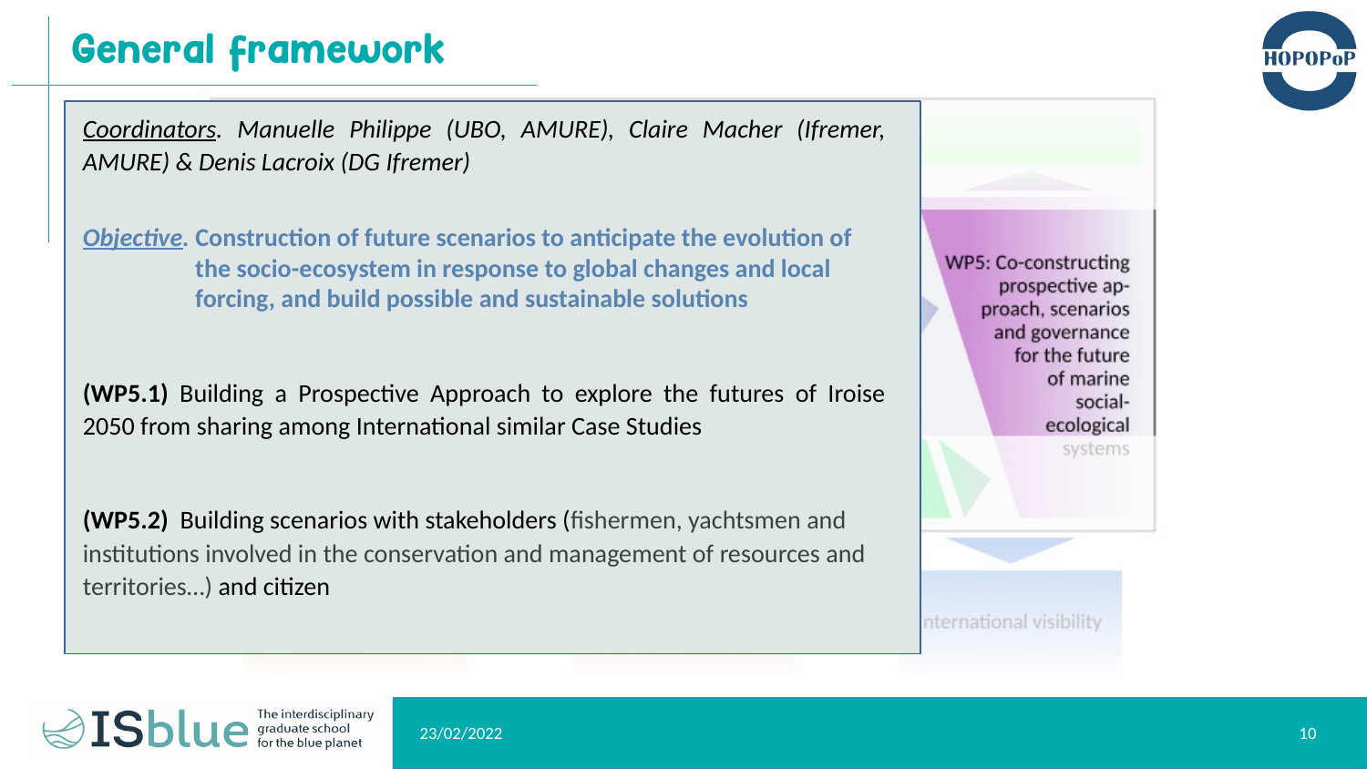# General framework

*<u>Coordinators</u>. Manuelle Philippe (UBO, AMURE), Claire Macher (Ifremer, AMURE) & Denis Lacroix (DG Ifremer)*

***<u>Objective</u>*. Construction of future scenarios to anticipate the evolution of the socio-ecosystem in response to global changes and local forcing, and build possible and sustainable solutions**

**(WP5.1)** Building a Prospective Approach to explore the futures of Iroise 2050 from sharing among International similar Case Studies

**(WP5.2)** Building scenarios with stakeholders (fishermen, yachtsmen and institutions involved in the conservation and management of resources and territories…) and citizen

WP5: Co-constructing prospective approach, scenarios and governance for the future of marine social-ecological systems

nternational visibility

HOPOPoP

ISblue The interdisciplinary graduate school for the blue planet

23/02/2022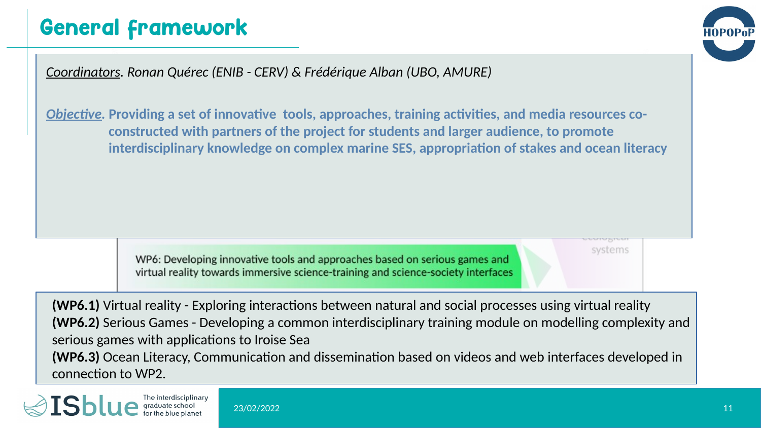# General framework

*Coordinators*. Ronan Quérec (ENIB - CERV) & Frédérique Alban (UBO, AMURE)

***Objective*. Providing a set of innovative tools, approaches, training activities, and media resources co-constructed with partners of the project for students and larger audience, to promote interdisciplinary knowledge on complex marine SES, appropriation of stakes and ocean literacy**

WP6: Developing innovative tools and approaches based on serious games and virtual reality towards immersive science-training and science-society interfaces

**(WP6.1)** Virtual reality - Exploring interactions between natural and social processes using virtual reality
**(WP6.2)** Serious Games - Developing a common interdisciplinary training module on modelling complexity and serious games with applications to Iroise Sea
**(WP6.3)** Ocean Literacy, Communication and dissemination based on videos and web interfaces developed in connection to WP2.

23/02/2022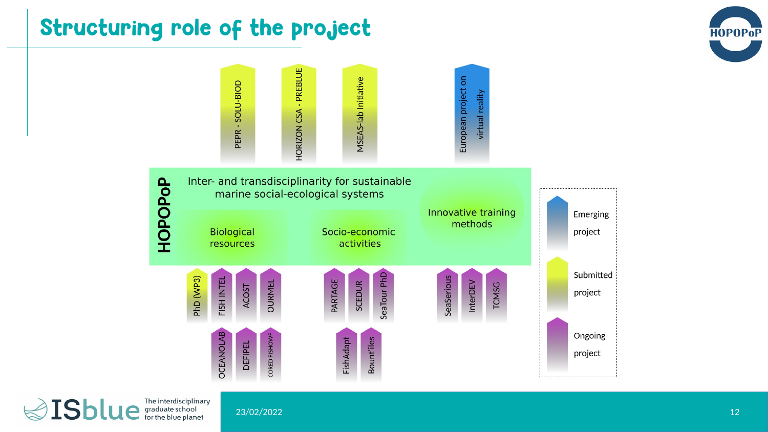# Structuring role of the project

**Top projects:**

- PEPR - SOLU-BIOD
- HORIZON CSA - PREBLUE
- MSEAS-lab Initiative
- European project on virtual reality

**HOPOPoP**

Inter- and transdisciplinarity for sustainable marine social-ecological systems

- Biological resources
- Socio-economic activities
- Innovative training methods

**Biological resources:**

- PhD (WP3)
- FISH INTEL
- ACOST
- OURMEL
- OCEANOLAB
- DEFIPEL
- CORED FISHOWF

**Socio-economic activities:**

- PARTAGE
- SCEDUR
- SeaTour PhD
- FishAdapt
- Bount'iles

**Innovative training methods:**

- SeaSerious
- InterDEV
- TCMSG

**Legend:**

- Emerging project
- Submitted project
- Ongoing project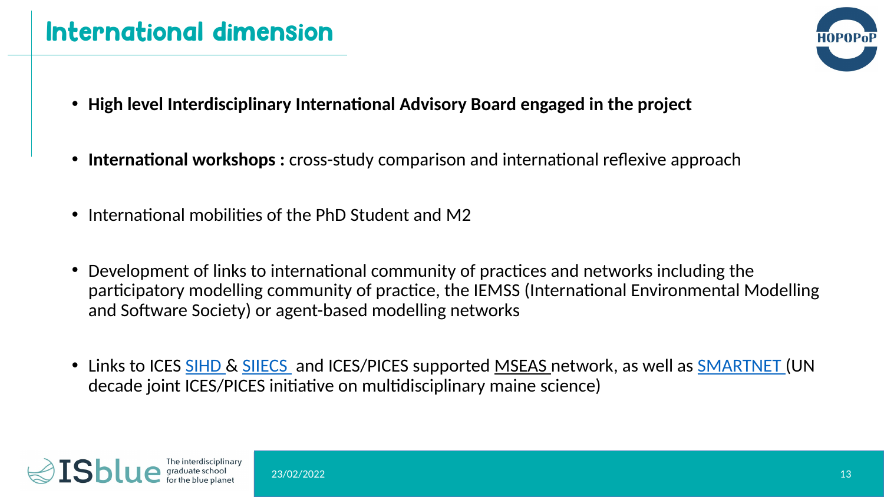# International dimension

- **High level Interdisciplinary International Advisory Board engaged in the project**
- **International workshops :** cross-study comparison and international reflexive approach
- International mobilities of the PhD Student and M2
- Development of links to international community of practices and networks including the participatory modelling community of practice, the IEMSS (International Environmental Modelling and Software Society) or agent-based modelling networks
- Links to ICES SIHD & SIIECS and ICES/PICES supported MSEAS network, as well as SMARTNET (UN decade joint ICES/PICES initiative on multidisciplinary maine science)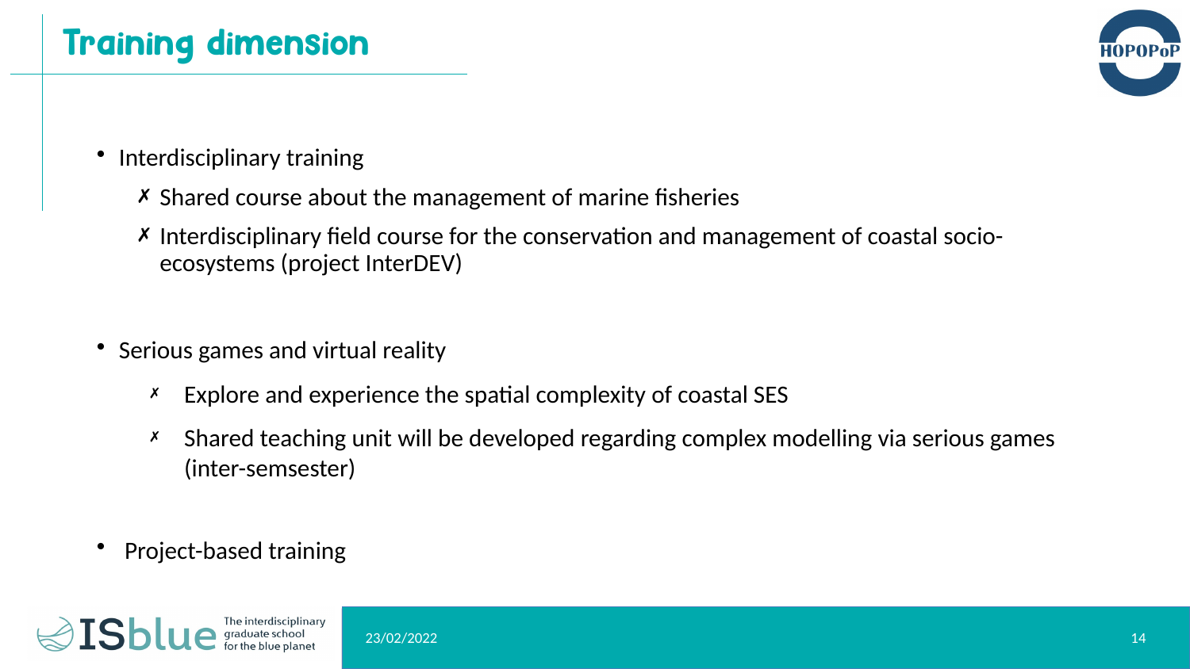# Training dimension

- Interdisciplinary training
  - ✗ Shared course about the management of marine fisheries
  - ✗ Interdisciplinary field course for the conservation and management of coastal socio-ecosystems (project InterDEV)

- Serious games and virtual reality
  - ✗ Explore and experience the spatial complexity of coastal SES
  - ✗ Shared teaching unit will be developed regarding complex modelling via serious games (inter-semsester)

- Project-based training